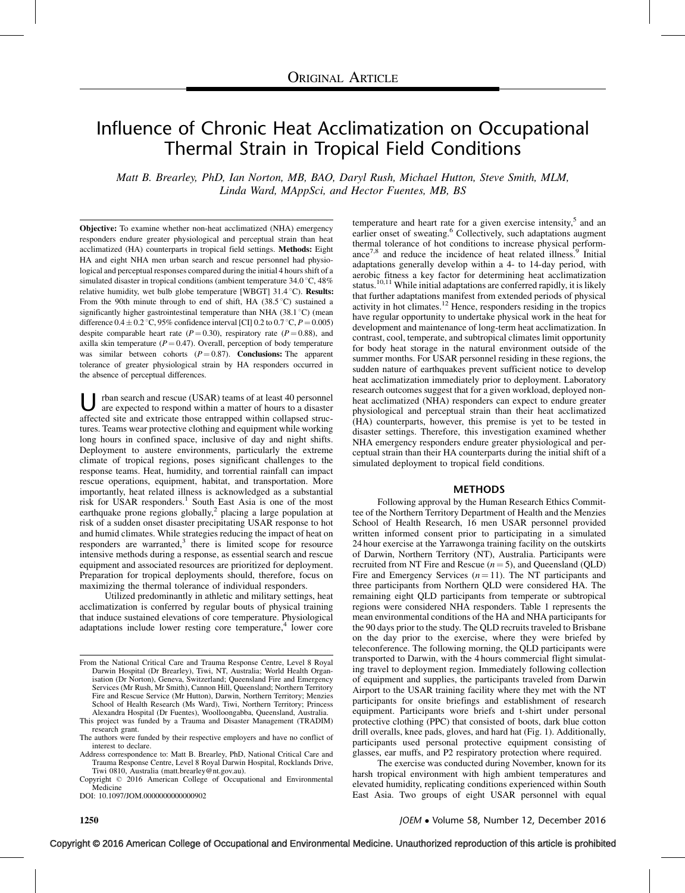ORIGINAL ARTICLE

# Influence of Chronic Heat Acclimatization on Occupational Thermal Strain in Tropical Field Conditions

*Matt B. Brearley, PhD, Ian Norton, MB, BAO, Daryl Rush, Michael Hutton, Steve Smith, MLM, Linda Ward, MAppSci, and Hector Fuentes, MB, BS*

**Objective:** To examine whether non-heat acclimatized (NHA) emergency responders endure greater physiological and perceptual strain than heat acclimatized (HA) counterparts in tropical field settings. **Methods:** Eight HA and eight NHA men urban search and rescue personnel had physiological and perceptual responses compared during the initial 4 hours shift of a simulated disaster in tropical conditions (ambient temperature 34.0 °C, 48% relative humidity, wet bulb globe temperature [WBGT] 31.4 °C). **Results:** From the 90th minute through to end of shift, HA (38.5 °C) sustained a significantly higher gastrointestinal temperature than NHA (38.1 °C) (mean difference $0.4 \pm 0.2$ °C, 95% confidence interval [CI] 0.2 to 0.7 °C, $P = 0.005$) despite comparable heart rate ($P = 0.30$), respiratory rate ($P = 0.88$), and axilla skin temperature ($P = 0.47$). Overall, perception of body temperature was similar between cohorts ($P = 0.87$). **Conclusions:** The apparent tolerance of greater physiological strain by HA responders occurred in the absence of perceptual differences.

Urban search and rescue (USAR) teams of at least 40 personnel are expected to respond within a matter of hours to a disaster affected site and extricate those entrapped within collapsed structures. Teams wear protective clothing and equipment while working long hours in confined space, inclusive of day and night shifts. Deployment to austere environments, particularly the extreme climate of tropical regions, poses significant challenges to the response teams. Heat, humidity, and torrential rainfall can impact rescue operations, equipment, habitat, and transportation. More importantly, heat related illness is acknowledged as a substantial risk for USAR responders.[1] South East Asia is one of the most earthquake prone regions globally,[2] placing a large population at risk of a sudden onset disaster precipitating USAR response to hot and humid climates. While strategies reducing the impact of heat on responders are warranted,[3] there is limited scope for resource intensive methods during a response, as essential search and rescue equipment and associated resources are prioritized for deployment. Preparation for tropical deployments should, therefore, focus on maximizing the thermal tolerance of individual responders.

Utilized predominantly in athletic and military settings, heat acclimatization is conferred by regular bouts of physical training that induce sustained elevations of core temperature. Physiological adaptations include lower resting core temperature,[4] lower core temperature and heart rate for a given exercise intensity,[5] and an earlier onset of sweating.[6] Collectively, such adaptations augment thermal tolerance of hot conditions to increase physical performance[7,8] and reduce the incidence of heat related illness.[9] Initial adaptations generally develop within a 4- to 14-day period, with aerobic fitness a key factor for determining heat acclimatization status.[10,11] While initial adaptations are conferred rapidly, it is likely that further adaptations manifest from extended periods of physical activity in hot climates.[12] Hence, responders residing in the tropics have regular opportunity to undertake physical work in the heat for development and maintenance of long-term heat acclimatization. In contrast, cool, temperate, and subtropical climates limit opportunity for body heat storage in the natural environment outside of the summer months. For USAR personnel residing in these regions, the sudden nature of earthquakes prevent sufficient notice to develop heat acclimatization immediately prior to deployment. Laboratory research outcomes suggest that for a given workload, deployed non-heat acclimatized (NHA) responders can expect to endure greater physiological and perceptual strain than their heat acclimatized (HA) counterparts, however, this premise is yet to be tested in disaster settings. Therefore, this investigation examined whether NHA emergency responders endure greater physiological and perceptual strain than their HA counterparts during the initial shift of a simulated deployment to tropical field conditions.

## METHODS

Following approval by the Human Research Ethics Committee of the Northern Territory Department of Health and the Menzies School of Health Research, 16 men USAR personnel provided written informed consent prior to participating in a simulated 24 hour exercise at the Yarrawonga training facility on the outskirts of Darwin, Northern Territory (NT), Australia. Participants were recruited from NT Fire and Rescue ($n = 5$), and Queensland (QLD) Fire and Emergency Services ($n = 11$). The NT participants and three participants from Northern QLD were considered HA. The remaining eight QLD participants from temperate or subtropical regions were considered NHA responders. Table 1 represents the mean environmental conditions of the HA and NHA participants for the 90 days prior to the study. The QLD recruits traveled to Brisbane on the day prior to the exercise, where they were briefed by teleconference. The following morning, the QLD participants were transported to Darwin, with the 4 hours commercial flight simulating travel to deployment region. Immediately following collection of equipment and supplies, the participants traveled from Darwin Airport to the USAR training facility where they met with the NT participants for onsite briefings and establishment of research equipment. Participants wore briefs and t-shirt under personal protective clothing (PPC) that consisted of boots, dark blue cotton drill overalls, knee pads, gloves, and hard hat (Fig. 1). Additionally, participants used personal protective equipment consisting of glasses, ear muffs, and P2 respiratory protection where required.

The exercise was conducted during November, known for its harsh tropical environment with high ambient temperatures and elevated humidity, replicating conditions experienced within South East Asia. Two groups of eight USAR personnel with equal

From the National Critical Care and Trauma Response Centre, Level 8 Royal Darwin Hospital (Dr Brearley), Tiwi, NT, Australia; World Health Organisation (Dr Norton), Geneva, Switzerland; Queensland Fire and Emergency Services (Mr Rush, Mr Smith), Cannon Hill, Queensland; Northern Territory Fire and Rescue Service (Mr Hutton), Darwin, Northern Territory; Menzies School of Health Research (Ms Ward), Tiwi, Northern Territory; Princess Alexandra Hospital (Dr Fuentes), Woolloongabba, Queensland, Australia.

This project was funded by a Trauma and Disaster Management (TRADIM) research grant.

The authors were funded by their respective employers and have no conflict of interest to declare.

Address correspondence to: Matt B. Brearley, PhD, National Critical Care and Trauma Response Centre, Level 8 Royal Darwin Hospital, Rocklands Drive, Tiwi 0810, Australia (matt.brearley@nt.gov.au).

Copyright © 2016 American College of Occupational and Environmental Medicine

DOI: 10.1097/JOM.0000000000000902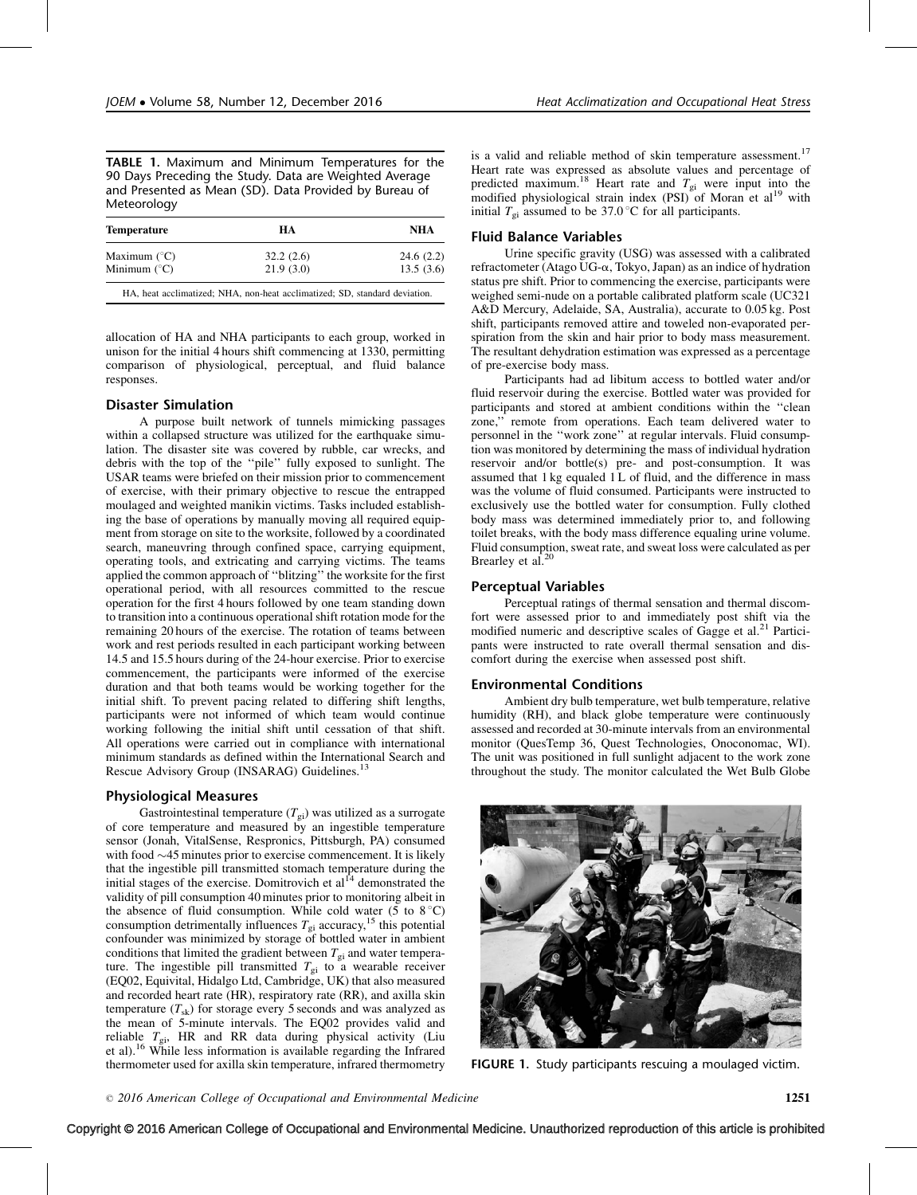**TABLE 1.** Maximum and Minimum Temperatures for the 90 Days Preceding the Study. Data are Weighted Average and Presented as Mean (SD). Data Provided by Bureau of Meteorology

| Temperature | HA | NHA |
|---|---|---|
| Maximum (°C) | 32.2 (2.6) | 24.6 (2.2) |
| Minimum (°C) | 21.9 (3.0) | 13.5 (3.6) |

HA, heat acclimatized; NHA, non-heat acclimatized; SD, standard deviation.

allocation of HA and NHA participants to each group, worked in unison for the initial 4 hours shift commencing at 1330, permitting comparison of physiological, perceptual, and fluid balance responses.

## Disaster Simulation

A purpose built network of tunnels mimicking passages within a collapsed structure was utilized for the earthquake simulation. The disaster site was covered by rubble, car wrecks, and debris with the top of the "pile" fully exposed to sunlight. The USAR teams were briefed on their mission prior to commencement of exercise, with their primary objective to rescue the entrapped moulaged and weighted manikin victims. Tasks included establishing the base of operations by manually moving all required equipment from storage on site to the worksite, followed by a coordinated search, maneuvring through confined space, carrying equipment, operating tools, and extricating and carrying victims. The teams applied the common approach of "blitzing" the worksite for the first operational period, with all resources committed to the rescue operation for the first 4 hours followed by one team standing down to transition into a continuous operational shift rotation mode for the remaining 20 hours of the exercise. The rotation of teams between work and rest periods resulted in each participant working between 14.5 and 15.5 hours during of the 24-hour exercise. Prior to exercise commencement, the participants were informed of the exercise duration and that both teams would be working together for the initial shift. To prevent pacing related to differing shift lengths, participants were not informed of which team would continue working following the initial shift until cessation of that shift. All operations were carried out in compliance with international minimum standards as defined within the International Search and Rescue Advisory Group (INSARAG) Guidelines.[13]

## Physiological Measures

Gastrointestinal temperature ($T_{gi}$) was utilized as a surrogate of core temperature and measured by an ingestible temperature sensor (Jonah, VitalSense, Respronics, Pittsburgh, PA) consumed with food ~45 minutes prior to exercise commencement. It is likely that the ingestible pill transmitted stomach temperature during the initial stages of the exercise. Domitrovich et al[14] demonstrated the validity of pill consumption 40 minutes prior to monitoring albeit in the absence of fluid consumption. While cold water (5 to 8 °C) consumption detrimentally influences $T_{gi}$ accuracy,[15] this potential confounder was minimized by storage of bottled water in ambient conditions that limited the gradient between $T_{gi}$ and water temperature. The ingestible pill transmitted $T_{gi}$ to a wearable receiver (EQ02, Equivital, Hidalgo Ltd, Cambridge, UK) that also measured and recorded heart rate (HR), respiratory rate (RR), and axilla skin temperature ($T_{sk}$) for storage every 5 seconds and was analyzed as the mean of 5-minute intervals. The EQ02 provides valid and reliable $T_{gi}$, HR and RR data during physical activity (Liu et al).[16] While less information is available regarding the Infrared thermometer used for axilla skin temperature, infrared thermometry is a valid and reliable method of skin temperature assessment.[17] Heart rate was expressed as absolute values and percentage of predicted maximum.[18] Heart rate and $T_{gi}$ were input into the modified physiological strain index (PSI) of Moran et al[19] with initial $T_{gi}$ assumed to be 37.0 °C for all participants.

## Fluid Balance Variables

Urine specific gravity (USG) was assessed with a calibrated refractometer (Atago UG-α, Tokyo, Japan) as an indice of hydration status pre shift. Prior to commencing the exercise, participants were weighed semi-nude on a portable calibrated platform scale (UC321 A&D Mercury, Adelaide, SA, Australia), accurate to 0.05 kg. Post shift, participants removed attire and toweled non-evaporated perspiration from the skin and hair prior to body mass measurement. The resultant dehydration estimation was expressed as a percentage of pre-exercise body mass.

Participants had ad libitum access to bottled water and/or fluid reservoir during the exercise. Bottled water was provided for participants and stored at ambient conditions within the "clean zone," remote from operations. Each team delivered water to personnel in the "work zone" at regular intervals. Fluid consumption was monitored by determining the mass of individual hydration reservoir and/or bottle(s) pre- and post-consumption. It was assumed that 1 kg equaled 1 L of fluid, and the difference in mass was the volume of fluid consumed. Participants were instructed to exclusively use the bottled water for consumption. Fully clothed body mass was determined immediately prior to, and following toilet breaks, with the body mass difference equaling urine volume. Fluid consumption, sweat rate, and sweat loss were calculated as per Brearley et al.[20]

## Perceptual Variables

Perceptual ratings of thermal sensation and thermal discomfort were assessed prior to and immediately post shift via the modified numeric and descriptive scales of Gagge et al.[21] Participants were instructed to rate overall thermal sensation and discomfort during the exercise when assessed post shift.

## Environmental Conditions

Ambient dry bulb temperature, wet bulb temperature, relative humidity (RH), and black globe temperature were continuously assessed and recorded at 30-minute intervals from an environmental monitor (QuesTemp 36, Quest Technologies, Onoconomac, WI). The unit was positioned in full sunlight adjacent to the work zone throughout the study. The monitor calculated the Wet Bulb Globe

**FIGURE 1.** Study participants rescuing a moulaged victim.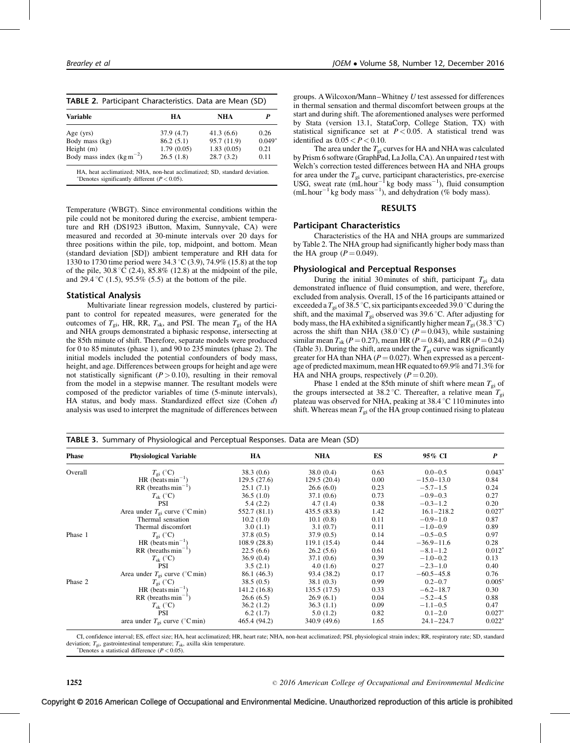**TABLE 2.** Participant Characteristics. Data are Mean (SD)

| Variable | HA | NHA | P |
|---|---|---|---|
| Age (yrs) | 37.9 (4.7) | 41.3 (6.6) | 0.26 |
| Body mass (kg) | 86.2 (5.1) | 95.7 (11.9) | 0.049* |
| Height (m) | 1.79 (0.05) | 1.83 (0.05) | 0.21 |
| Body mass index (kg m$^{-2}$) | 26.5 (1.8) | 28.7 (3.2) | 0.11 |

HA, heat acclimatized; NHA, non-heat acclimatized; SD, standard deviation.
*Denotes significantly different ($P < 0.05$).

Temperature (WBGT). Since environmental conditions within the pile could not be monitored during the exercise, ambient temperature and RH (DS1923 iButton, Maxim, Sunnyvale, CA) were measured and recorded at 30-minute intervals over 20 days for three positions within the pile, top, midpoint, and bottom. Mean (standard deviation [SD]) ambient temperature and RH data for 1330 to 1730 time period were 34.3 °C (3.9), 74.9% (15.8) at the top of the pile, 30.8 °C (2.4), 85.8% (12.8) at the midpoint of the pile, and 29.4 °C (1.5), 95.5% (5.5) at the bottom of the pile.

### Statistical Analysis

Multivariate linear regression models, clustered by participant to control for repeated measures, were generated for the outcomes of $T_{gi}$, HR, RR, $T_{sk}$, and PSI. The mean $T_{gi}$ of the HA and NHA groups demonstrated a biphasic response, intersecting at the 85th minute of shift. Therefore, separate models were produced for 0 to 85 minutes (phase 1), and 90 to 235 minutes (phase 2). The initial models included the potential confounders of body mass, height, and age. Differences between groups for height and age were not statistically significant ($P > 0.10$), resulting in their removal from the model in a stepwise manner. The resultant models were composed of the predictor variables of time (5-minute intervals), HA status, and body mass. Standardized effect size (Cohen *d*) analysis was used to interpret the magnitude of differences between groups. A Wilcoxon/Mann–Whitney *U* test assessed for differences in thermal sensation and thermal discomfort between groups at the start and during shift. The aforementioned analyses were performed by Stata (version 13.1, StataCorp, College Station, TX) with statistical significance set at $P < 0.05$. A statistical trend was identified as $0.05 < P < 0.10$.

The area under the $T_{gi}$ curves for HA and NHA was calculated by Prism 6 software (GraphPad, La Jolla, CA). An unpaired *t* test with Welch's correction tested differences between HA and NHA groups for area under the $T_{gi}$ curve, participant characteristics, pre-exercise USG, sweat rate (mL hour$^{-1}$ kg body mass$^{-1}$), fluid consumption (mL hour$^{-1}$ kg body mass$^{-1}$), and dehydration (% body mass).

## RESULTS

### Participant Characteristics

Characteristics of the HA and NHA groups are summarized by Table 2. The NHA group had significantly higher body mass than the HA group ($P = 0.049$).

### Physiological and Perceptual Responses

During the initial 30 minutes of shift, participant $T_{gi}$ data demonstrated influence of fluid consumption, and were, therefore, excluded from analysis. Overall, 15 of the 16 participants attained or exceeded a $T_{gi}$ of 38.5 °C, six participants exceeded 39.0 °C during the shift, and the maximal $T_{gi}$ observed was 39.6 °C. After adjusting for body mass, the HA exhibited a significantly higher mean $T_{gi}$ (38.3 °C) across the shift than NHA (38.0 °C) ($P = 0.043$), while sustaining similar mean $T_{sk}$ ($P = 0.27$), mean HR ($P = 0.84$), and RR ($P = 0.24$) (Table 3). During the shift, area under the $T_{gi}$ curve was significantly greater for HA than NHA ($P = 0.027$). When expressed as a percentage of predicted maximum, mean HR equated to 69.9% and 71.3% for HA and NHA groups, respectively ($P = 0.20$).

Phase 1 ended at the 85th minute of shift where mean $T_{gi}$ of the groups intersected at 38.2 °C. Thereafter, a relative mean $T_{gi}$ plateau was observed for NHA, peaking at 38.4 °C 110 minutes into shift. Whereas mean $T_{gi}$ of the HA group continued rising to plateau

**TABLE 3.** Summary of Physiological and Perceptual Responses. Data are Mean (SD)

| Phase | Physiological Variable | HA | NHA | ES | 95% CI | P |
|---|---|---|---|---|---|---|
| Overall | $T_{gi}$ (°C) | 38.3 (0.6) | 38.0 (0.4) | 0.63 | 0.0–0.5 | 0.043* |
| | HR (beats min$^{-1}$) | 129.5 (27.6) | 129.5 (20.4) | 0.00 | −15.0–13.0 | 0.84 |
| | RR (breaths min$^{-1}$) | 25.1 (7.1) | 26.6 (6.0) | 0.23 | −5.7–1.5 | 0.24 |
| | $T_{sk}$ (°C) | 36.5 (1.0) | 37.1 (0.6) | 0.73 | −0.9–0.3 | 0.27 |
| | PSI | 5.4 (2.2) | 4.7 (1.4) | 0.38 | −0.3–1.2 | 0.20 |
| | Area under $T_{gi}$ curve (°C min) | 552.7 (81.1) | 435.5 (83.8) | 1.42 | 16.1–218.2 | 0.027* |
| | Thermal sensation | 10.2 (1.0) | 10.1 (0.8) | 0.11 | −0.9–1.0 | 0.87 |
| | Thermal discomfort | 3.0 (1.1) | 3.1 (0.7) | 0.11 | −1.0–0.9 | 0.89 |
| Phase 1 | $T_{gi}$ (°C) | 37.8 (0.5) | 37.9 (0.5) | 0.14 | −0.5–0.5 | 0.97 |
| | HR (beats min$^{-1}$) | 108.9 (28.8) | 119.1 (15.4) | 0.44 | −36.9–11.6 | 0.28 |
| | RR (breaths min$^{-1}$) | 22.5 (6.6) | 26.2 (5.6) | 0.61 | −8.1–1.2 | 0.012* |
| | $T_{sk}$ (°C) | 36.9 (0.4) | 37.1 (0.6) | 0.39 | −1.0–0.2 | 0.13 |
| | PSI | 3.5 (2.1) | 4.0 (1.6) | 0.27 | −2.3–1.0 | 0.40 |
| | Area under $T_{gi}$ curve (°C min) | 86.1 (46.3) | 93.4 (38.2) | 0.17 | −60.5–45.8 | 0.76 |
| Phase 2 | $T_{gi}$ (°C) | 38.5 (0.5) | 38.1 (0.3) | 0.99 | 0.2–0.7 | 0.005* |
| | HR (beats min$^{-1}$) | 141.2 (16.8) | 135.5 (17.5) | 0.33 | −6.2–18.7 | 0.30 |
| | RR (breaths min$^{-1}$) | 26.6 (6.5) | 26.9 (6.1) | 0.04 | −5.2–4.5 | 0.88 |
| | $T_{sk}$ (°C) | 36.2 (1.2) | 36.3 (1.1) | 0.09 | −1.1–0.5 | 0.47 |
| | PSI | 6.2 (1.7) | 5.0 (1.2) | 0.82 | 0.1–2.0 | 0.027* |
| | area under $T_{gi}$ curve (°C min) | 465.4 (94.2) | 340.9 (49.6) | 1.65 | 24.1–224.7 | 0.022* |

CI, confidence interval; ES, effect size; HA, heat acclimatized; HR, heart rate; NHA, non-heat acclimatized; PSI, physiological strain index; RR, respiratory rate; SD, standard deviation; $T_{gi}$, gastrointestinal temperature; $T_{sk}$, axilla skin temperature.
*Denotes a statistical difference ($P < 0.05$).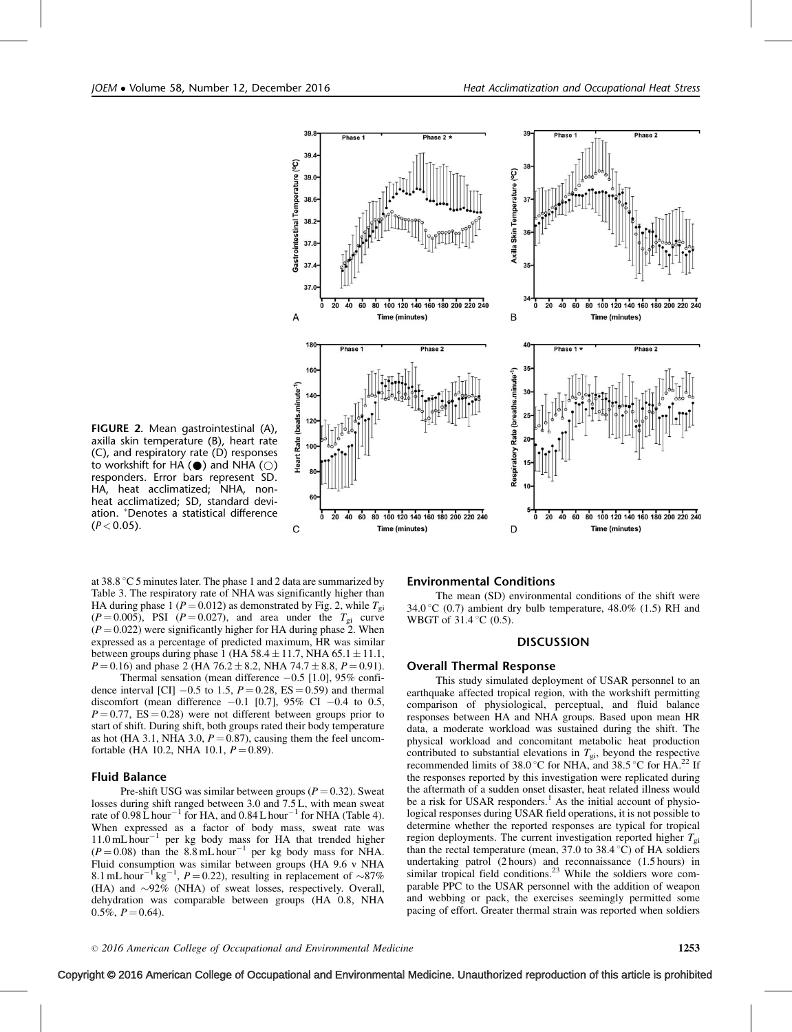FIGURE 2. Mean gastrointestinal (A), axilla skin temperature (B), heart rate (C), and respiratory rate (D) responses to workshift for HA (●) and NHA (○) responders. Error bars represent SD. HA, heat acclimatized; NHA, non-heat acclimatized; SD, standard deviation. *Denotes a statistical difference ($P < 0.05$).

at 38.8 °C 5 minutes later. The phase 1 and 2 data are summarized by Table 3. The respiratory rate of NHA was significantly higher than HA during phase 1 ($P = 0.012$) as demonstrated by Fig. 2, while $T_{gi}$ ($P = 0.005$), PSI ($P = 0.027$), and area under the $T_{gi}$ curve ($P = 0.022$) were significantly higher for HA during phase 2. When expressed as a percentage of predicted maximum, HR was similar between groups during phase 1 (HA 58.4 ± 11.7, NHA 65.1 ± 11.1, $P = 0.16$) and phase 2 (HA 76.2 ± 8.2, NHA 74.7 ± 8.8, $P = 0.91$).

Thermal sensation (mean difference −0.5 [1.0], 95% confidence interval [CI] −0.5 to 1.5, $P = 0.28$, ES = 0.59) and thermal discomfort (mean difference −0.1 [0.7], 95% CI −0.4 to 0.5, $P = 0.77$, ES = 0.28) were not different between groups prior to start of shift. During shift, both groups rated their body temperature as hot (HA 3.1, NHA 3.0, $P = 0.87$), causing them the feel uncomfortable (HA 10.2, NHA 10.1, $P = 0.89$).

### Fluid Balance

Pre-shift USG was similar between groups ($P = 0.32$). Sweat losses during shift ranged between 3.0 and 7.5 L, with mean sweat rate of 0.98 L hour$^{-1}$ for HA, and 0.84 L hour$^{-1}$ for NHA (Table 4). When expressed as a factor of body mass, sweat rate was 11.0 mL hour$^{-1}$ per kg body mass for HA that trended higher ($P = 0.08$) than the 8.8 mL hour$^{-1}$ per kg body mass for NHA. Fluid consumption was similar between groups (HA 9.6 v NHA 8.1 mL hour$^{-1}$ kg$^{-1}$, $P = 0.22$), resulting in replacement of ~87% (HA) and ~92% (NHA) of sweat losses, respectively. Overall, dehydration was comparable between groups (HA 0.8, NHA 0.5%, $P = 0.64$).

### Environmental Conditions

The mean (SD) environmental conditions of the shift were 34.0 °C (0.7) ambient dry bulb temperature, 48.0% (1.5) RH and WBGT of 31.4 °C (0.5).

## DISCUSSION

### Overall Thermal Response

This study simulated deployment of USAR personnel to an earthquake affected tropical region, with the workshift permitting comparison of physiological, perceptual, and fluid balance responses between HA and NHA groups. Based upon mean HR data, a moderate workload was sustained during the shift. The physical workload and concomitant metabolic heat production contributed to substantial elevations in $T_{gi}$, beyond the respective recommended limits of 38.0 °C for NHA, and 38.5 °C for HA.[22] If the responses reported by this investigation were replicated during the aftermath of a sudden onset disaster, heat related illness would be a risk for USAR responders.[1] As the initial account of physiological responses during USAR field operations, it is not possible to determine whether the reported responses are typical for tropical region deployments. The current investigation reported higher $T_{gi}$ than the rectal temperature (mean, 37.0 to 38.4 °C) of HA soldiers undertaking patrol (2 hours) and reconnaissance (1.5 hours) in similar tropical field conditions.[23] While the soldiers wore comparable PPC to the USAR personnel with the addition of weapon and webbing or pack, the exercises seemingly permitted some pacing of effort. Greater thermal strain was reported when soldiers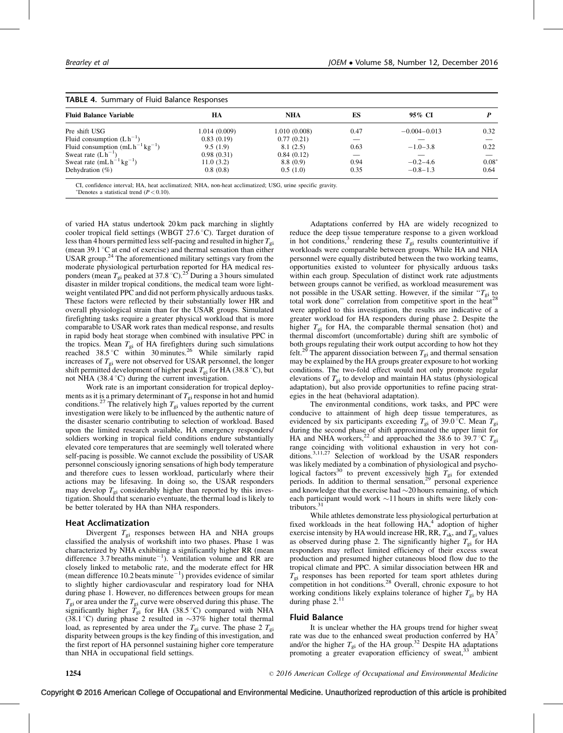**TABLE 4.** Summary of Fluid Balance Responses

| Fluid Balance Variable | HA | NHA | ES | 95% CI | *P* |
|---|---|---|---|---|---|
| Pre shift USG | 1.014 (0.009) | 1.010 (0.008) | 0.47 | −0.004–0.013 | 0.32 |
| Fluid consumption ($L\,h^{-1}$) | 0.83 (0.19) | 0.77 (0.21) | — | — | — |
| Fluid consumption ($mL\,h^{-1}\,kg^{-1}$) | 9.5 (1.9) | 8.1 (2.5) | 0.63 | −1.0–3.8 | 0.22 |
| Sweat rate ($L\,h^{-1}$) | 0.98 (0.31) | 0.84 (0.12) | — | — | — |
| Sweat rate ($mL\,h^{-1}\,kg^{-1}$) | 11.0 (3.2) | 8.8 (0.9) | 0.94 | −0.2–4.6 | 0.08* |
| Dehydration (%) | 0.8 (0.8) | 0.5 (1.0) | 0.35 | −0.8–1.3 | 0.64 |

CI, confidence interval; HA, heat acclimatized; NHA, non-heat acclimatized; USG, urine specific gravity.
*Denotes a statistical trend ($P < 0.10$).

of varied HA status undertook 20 km pack marching in slightly cooler tropical field settings (WBGT 27.6 °C). Target duration of less than 4 hours permitted less self-pacing and resulted in higher $T_{gi}$ (mean 39.1 °C at end of exercise) and thermal sensation than either USAR group.[24] The aforementioned military settings vary from the moderate physiological perturbation reported for HA medical responders (mean $T_{gi}$ peaked at 37.8 °C).[25] During a 3 hours simulated disaster in milder tropical conditions, the medical team wore lightweight ventilated PPC and did not perform physically arduous tasks. These factors were reflected by their substantially lower HR and overall physiological strain than for the USAR groups. Simulated firefighting tasks require a greater physical workload that is more comparable to USAR work rates than medical response, and results in rapid body heat storage when combined with insulative PPC in the tropics. Mean $T_{gi}$ of HA firefighters during such simulations reached 38.5 °C within 30 minutes.[26] While similarly rapid increases of $T_{gi}$ were not observed for USAR personnel, the longer shift permitted development of higher peak $T_{gi}$ for HA (38.8 °C), but not NHA (38.4 °C) during the current investigation.

Work rate is an important consideration for tropical deployments as it is a primary determinant of $T_{gi}$ response in hot and humid conditions.[27] The relatively high $T_{gi}$ values reported by the current investigation were likely to be influenced by the authentic nature of the disaster scenario contributing to selection of workload. Based upon the limited research available, HA emergency responders/soldiers working in tropical field conditions endure substantially elevated core temperatures that are seemingly well tolerated where self-pacing is possible. We cannot exclude the possibility of USAR personnel consciously ignoring sensations of high body temperature and therefore cues to lessen workload, particularly where their actions may be lifesaving. In doing so, the USAR responders may develop $T_{gi}$ considerably higher than reported by this investigation. Should that scenario eventuate, the thermal load is likely to be better tolerated by HA than NHA responders.

### Heat Acclimatization

Divergent $T_{gi}$ responses between HA and NHA groups classified the analysis of workshift into two phases. Phase 1 was characterized by NHA exhibiting a significantly higher RR (mean difference 3.7 breaths $minute^{-1}$). Ventilation volume and RR are closely linked to metabolic rate, and the moderate effect for HR (mean difference 10.2 beats $minute^{-1}$) provides evidence of similar to slightly higher cardiovascular and respiratory load for NHA during phase 1. However, no differences between groups for mean $T_{gi}$ or area under the $T_{gi}$ curve were observed during this phase. The significantly higher $T_{gi}$ for HA (38.5 °C) compared with NHA (38.1 °C) during phase 2 resulted in ~37% higher total thermal load, as represented by area under the $T_{gi}$ curve. The phase 2 $T_{gi}$ disparity between groups is the key finding of this investigation, and the first report of HA personnel sustaining higher core temperature than NHA in occupational field settings.

Adaptations conferred by HA are widely recognized to reduce the deep tissue temperature response to a given workload in hot conditions,[3] rendering these $T_{gi}$ results counterintuitive if workloads were comparable between groups. While HA and NHA personnel were equally distributed between the two working teams, opportunities existed to volunteer for physically arduous tasks within each group. Speculation of distinct work rate adjustments between groups cannot be verified, as workload measurement was not possible in the USAR setting. However, if the similar "$T_{gi}$ to total work done" correlation from competitive sport in the heat[28] were applied to this investigation, the results are indicative of a greater workload for HA responders during phase 2. Despite the higher $T_{gi}$ for HA, the comparable thermal sensation (hot) and thermal discomfort (uncomfortable) during shift are symbolic of both groups regulating their work output according to how hot they felt.[29] The apparent dissociation between $T_{gi}$ and thermal sensation may be explained by the HA groups greater exposure to hot working conditions. The two-fold effect would not only promote regular elevations of $T_{gi}$ to develop and maintain HA status (physiological adaptation), but also provide opportunities to refine pacing strategies in the heat (behavioral adaptation).

The environmental conditions, work tasks, and PPC were conducive to attainment of high deep tissue temperatures, as evidenced by six participants exceeding $T_{gi}$ of 39.0 °C. Mean $T_{gi}$ during the second phase of shift approximated the upper limit for HA and NHA workers,[22] and approached the 38.6 to 39.7 °C $T_{gi}$ range coinciding with volitional exhaustion in very hot conditions.[3,11,27] Selection of workload by the USAR responders was likely mediated by a combination of physiological and psychological factors[30] to prevent excessively high $T_{gi}$ for extended periods. In addition to thermal sensation,[29] personal experience and knowledge that the exercise had ~20 hours remaining, of which each participant would work ~11 hours in shifts were likely contributors.[31]

While athletes demonstrate less physiological perturbation at fixed workloads in the heat following HA,[4] adoption of higher exercise intensity by HA would increase HR, RR, $T_{sk}$, and $T_{gi}$ values as observed during phase 2. The significantly higher $T_{gi}$ for HA responders may reflect limited efficiency of their excess sweat production and presumed higher cutaneous blood flow due to the tropical climate and PPC. A similar dissociation between HR and $T_{gi}$ responses has been reported for team sport athletes during competition in hot conditions.[28] Overall, chronic exposure to hot working conditions likely explains tolerance of higher $T_{gi}$ by HA during phase 2.[11]

### Fluid Balance

It is unclear whether the HA groups trend for higher sweat rate was due to the enhanced sweat production conferred by HA[7] and/or the higher $T_{gi}$ of the HA group.[32] Despite HA adaptations promoting a greater evaporation efficiency of sweat,[33] ambient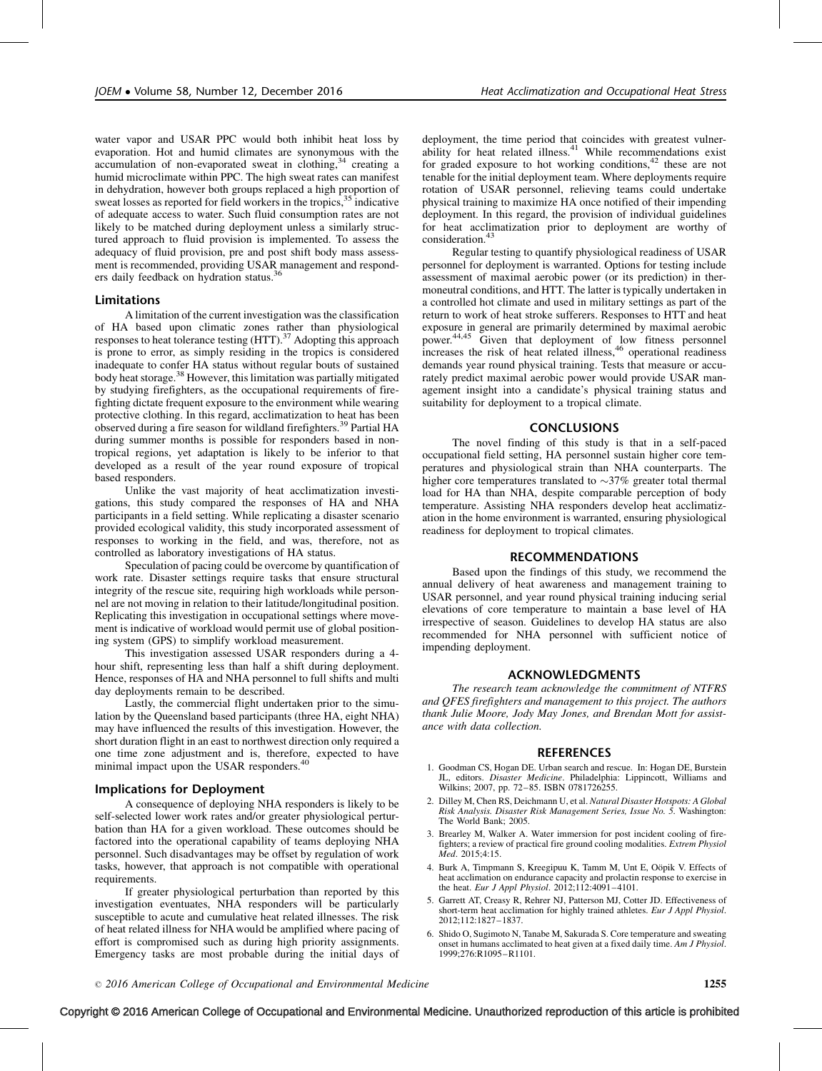water vapor and USAR PPC would both inhibit heat loss by evaporation. Hot and humid climates are synonymous with the accumulation of non-evaporated sweat in clothing,[34] creating a humid microclimate within PPC. The high sweat rates can manifest in dehydration, however both groups replaced a high proportion of sweat losses as reported for field workers in the tropics,[35] indicative of adequate access to water. Such fluid consumption rates are not likely to be matched during deployment unless a similarly structured approach to fluid provision is implemented. To assess the adequacy of fluid provision, pre and post shift body mass assessment is recommended, providing USAR management and responders daily feedback on hydration status.[36]

### Limitations

A limitation of the current investigation was the classification of HA based upon climatic zones rather than physiological responses to heat tolerance testing (HTT).[37] Adopting this approach is prone to error, as simply residing in the tropics is considered inadequate to confer HA status without regular bouts of sustained body heat storage.[38] However, this limitation was partially mitigated by studying firefighters, as the occupational requirements of firefighting dictate frequent exposure to the environment while wearing protective clothing. In this regard, acclimatization to heat has been observed during a fire season for wildland firefighters.[39] Partial HA during summer months is possible for responders based in non-tropical regions, yet adaptation is likely to be inferior to that developed as a result of the year round exposure of tropical based responders.

Unlike the vast majority of heat acclimatization investigations, this study compared the responses of HA and NHA participants in a field setting. While replicating a disaster scenario provided ecological validity, this study incorporated assessment of responses to working in the field, and was, therefore, not as controlled as laboratory investigations of HA status.

Speculation of pacing could be overcome by quantification of work rate. Disaster settings require tasks that ensure structural integrity of the rescue site, requiring high workloads while personnel are not moving in relation to their latitude/longitudinal position. Replicating this investigation in occupational settings where movement is indicative of workload would permit use of global positioning system (GPS) to simplify workload measurement.

This investigation assessed USAR responders during a 4-hour shift, representing less than half a shift during deployment. Hence, responses of HA and NHA personnel to full shifts and multi day deployments remain to be described.

Lastly, the commercial flight undertaken prior to the simulation by the Queensland based participants (three HA, eight NHA) may have influenced the results of this investigation. However, the short duration flight in an east to northwest direction only required a one time zone adjustment and is, therefore, expected to have minimal impact upon the USAR responders.[40]

### Implications for Deployment

A consequence of deploying NHA responders is likely to be self-selected lower work rates and/or greater physiological perturbation than HA for a given workload. These outcomes should be factored into the operational capability of teams deploying NHA personnel. Such disadvantages may be offset by regulation of work tasks, however, that approach is not compatible with operational requirements.

If greater physiological perturbation than reported by this investigation eventuates, NHA responders will be particularly susceptible to acute and cumulative heat related illnesses. The risk of heat related illness for NHA would be amplified where pacing of effort is compromised such as during high priority assignments. Emergency tasks are most probable during the initial days of deployment, the time period that coincides with greatest vulnerability for heat related illness.[41] While recommendations exist for graded exposure to hot working conditions,[42] these are not tenable for the initial deployment team. Where deployments require rotation of USAR personnel, relieving teams could undertake physical training to maximize HA once notified of their impending deployment. In this regard, the provision of individual guidelines for heat acclimatization prior to deployment are worthy of consideration.[43]

Regular testing to quantify physiological readiness of USAR personnel for deployment is warranted. Options for testing include assessment of maximal aerobic power (or its prediction) in thermoneutral conditions, and HTT. The latter is typically undertaken in a controlled hot climate and used in military settings as part of the return to work of heat stroke sufferers. Responses to HTT and heat exposure in general are primarily determined by maximal aerobic power.[44,45] Given that deployment of low fitness personnel increases the risk of heat related illness,[46] operational readiness demands year round physical training. Tests that measure or accurately predict maximal aerobic power would provide USAR management insight into a candidate's physical training status and suitability for deployment to a tropical climate.

## CONCLUSIONS

The novel finding of this study is that in a self-paced occupational field setting, HA personnel sustain higher core temperatures and physiological strain than NHA counterparts. The higher core temperatures translated to ~37% greater total thermal load for HA than NHA, despite comparable perception of body temperature. Assisting NHA responders develop heat acclimatization in the home environment is warranted, ensuring physiological readiness for deployment to tropical climates.

## RECOMMENDATIONS

Based upon the findings of this study, we recommend the annual delivery of heat awareness and management training to USAR personnel, and year round physical training inducing serial elevations of core temperature to maintain a base level of HA irrespective of season. Guidelines to develop HA status are also recommended for NHA personnel with sufficient notice of impending deployment.

## ACKNOWLEDGMENTS

*The research team acknowledge the commitment of NTFRS and QFES firefighters and management to this project. The authors thank Julie Moore, Jody May Jones, and Brendan Mott for assistance with data collection.*

## REFERENCES

1. Goodman CS, Hogan DE. Urban search and rescue. In: Hogan DE, Burstein JL, editors. *Disaster Medicine*. Philadelphia: Lippincott, Williams and Wilkins; 2007, pp. 72–85. ISBN 0781726255.
2. Dilley M, Chen RS, Deichmann U, et al. *Natural Disaster Hotspots: A Global Risk Analysis. Disaster Risk Management Series, Issue No. 5*. Washington: The World Bank; 2005.
3. Brearley M, Walker A. Water immersion for post incident cooling of firefighters; a review of practical fire ground cooling modalities. *Extrem Physiol Med*. 2015;4:15.
4. Burk A, Timpmann S, Kreegipuu K, Tamm M, Unt E, Oöpik V. Effects of heat acclimation on endurance capacity and prolactin response to exercise in the heat. *Eur J Appl Physiol*. 2012;112:4091–4101.
5. Garrett AT, Creasy R, Rehrer NJ, Patterson MJ, Cotter JD. Effectiveness of short-term heat acclimation for highly trained athletes. *Eur J Appl Physiol*. 2012;112:1827–1837.
6. Shido O, Sugimoto N, Tanabe M, Sakurada S. Core temperature and sweating onset in humans acclimated to heat given at a fixed daily time. *Am J Physiol*. 1999;276:R1095–R1101.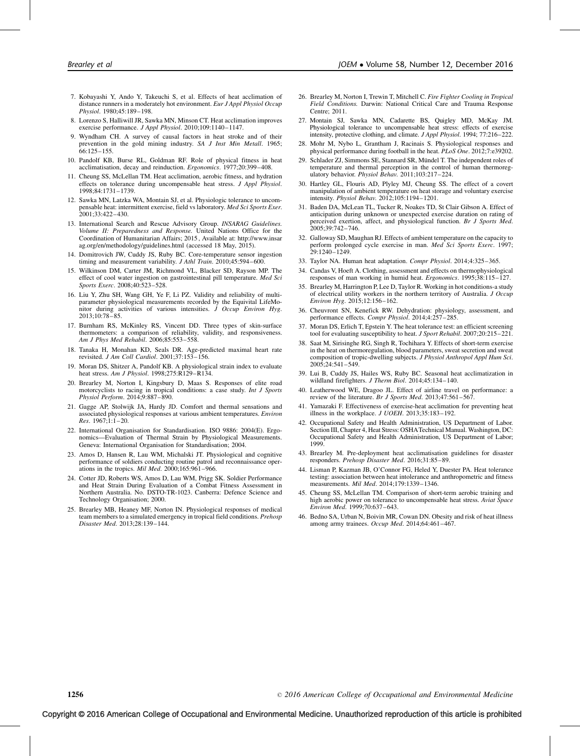7. Kobayashi Y, Ando Y, Takeuchi S, et al. Effects of heat acclimation of distance runners in a moderately hot environment. *Eur J Appl Physiol Occup Physiol*. 1980;45:189–198.
8. Lorenzo S, Halliwill JR, Sawka MN, Minson CT. Heat acclimation improves exercise performance. *J Appl Physiol*. 2010;109:1140–1147.
9. Wyndham CH. A survey of causal factors in heat stroke and of their prevention in the gold mining industry. *SA J Inst Min Metall*. 1965; 66:125–155.
10. Pandolf KB, Burse RL, Goldman RF. Role of physical fitness in heat acclimatisation, decay and reinduction. *Ergonomics*. 1977;20:399–408.
11. Cheung SS, McLellan TM. Heat acclimation, aerobic fitness, and hydration effects on tolerance during uncompensable heat stress. *J Appl Physiol*. 1998;84:1731–1739.
12. Sawka MN, Latzka WA, Montain SJ, et al. Physiologic tolerance to uncompensable heat: intermittent exercise, field vs laboratory. *Med Sci Sports Exer*. 2001;33:422–430.
13. International Search and Rescue Advisory Group. *INSARAG Guidelines. Volume II: Preparedness and Response*. United Nations Office for the Coordination of Humanitarian Affairs; 2015, Available at: http://www.insarag.org/en/methodology/guidelines.html (accessed 18 May, 2015).
14. Domitrovich JW, Cuddy JS, Ruby BC. Core-temperature sensor ingestion timing and measurement variability. *J Athl Train*. 2010;45:594–600.
15. Wilkinson DM, Carter JM, Richmond VL, Blacker SD, Rayson MP. The effect of cool water ingestion on gastrointestinal pill temperature. *Med Sci Sports Exerc*. 2008;40:523–528.
16. Liu Y, Zhu SH, Wang GH, Ye F, Li PZ. Validity and reliability of multi-parameter physiological measurements recorded by the Equivital LifeMonitor during activities of various intensities. *J Occup Environ Hyg*. 2013;10:78–85.
17. Burnham RS, McKinley RS, Vincent DD. Three types of skin-surface thermometers: a comparison of reliability, validity, and responsiveness. *Am J Phys Med Rehabil*. 2006;85:553–558.
18. Tanaka H, Monahan KD, Seals DR. Age-predicted maximal heart rate revisited. *J Am Coll Cardiol*. 2001;37:153–156.
19. Moran DS, Shitzer A, Pandolf KB. A physiological strain index to evaluate heat stress. *Am J Physiol*. 1998;275:R129–R134.
20. Brearley M, Norton I, Kingsbury D, Maas S. Responses of elite road motorcyclists to racing in tropical conditions: a case study. *Int J Sports Physiol Perform*. 2014;9:887–890.
21. Gagge AP, Stolwijk JA, Hardy JD. Comfort and thermal sensations and associated physiological responses at various ambient temperatures. *Environ Res*. 1967;1:1–20.
22. International Organisation for Standardisation. ISO 9886: 2004(E). Ergonomics—Evaluation of Thermal Strain by Physiological Measurements. Geneva: International Organisation for Standardisation; 2004.
23. Amos D, Hansen R, Lau WM, Michalski JT. Physiological and cognitive performance of soldiers conducting routine patrol and reconnaissance operations in the tropics. *Mil Med*. 2000;165:961–966.
24. Cotter JD, Roberts WS, Amos D, Lau WM, Prigg SK. Soldier Performance and Heat Strain During Evaluation of a Combat Fitness Assessment in Northern Australia. No. DSTO-TR-1023. Canberra: Defence Science and Technology Organisation; 2000.
25. Brearley MB, Heaney MF, Norton IN. Physiological responses of medical team members to a simulated emergency in tropical field conditions. *Prehosp Disaster Med*. 2013;28:139–144.
26. Brearley M, Norton I, Trewin T, Mitchell C. *Fire Fighter Cooling in Tropical Field Conditions*. Darwin: National Critical Care and Trauma Response Centre; 2011.
27. Montain SJ, Sawka MN, Cadarette BS, Quigley MD, McKay JM. Physiological tolerance to uncompensable heat stress: effects of exercise intensity, protective clothing, and climate. *J Appl Physiol*. 1994; 77:216–222.
28. Mohr M, Nybo L, Grantham J, Racinais S. Physiological responses and physical performance during football in the heat. *PLoS One*. 2012;7:e39202.
29. Schlader ZJ, Simmons SE, Stannard SR, Mündel T. The independent roles of temperature and thermal perception in the control of human thermoregulatory behavior. *Physiol Behav*. 2011;103:217–224.
30. Hartley GL, Flouris AD, Plyley MJ, Cheung SS. The effect of a covert manipulation of ambient temperature on heat storage and voluntary exercise intensity. *Physiol Behav*. 2012;105:1194–1201.
31. Baden DA, McLean TL, Tucker R, Noakes TD, St Clair Gibson A. Effect of anticipation during unknown or unexpected exercise duration on rating of perceived exertion, affect, and physiological function. *Br J Sports Med*. 2005;39:742–746.
32. Galloway SD, Maughan RJ. Effects of ambient temperature on the capacity to perform prolonged cycle exercise in man. *Med Sci Sports Exerc*. 1997; 29:1240–1249.
33. Taylor NA. Human heat adaptation. *Compr Physiol*. 2014;4:325–365.
34. Candas V, Hoeft A. Clothing, assessment and effects on thermophysiological responses of man working in humid heat. *Ergonomics*. 1995;38:115–127.
35. Brearley M, Harrington P, Lee D, Taylor R. Working in hot conditions-a study of electrical utility workers in the northern territory of Australia. *J Occup Environ Hyg*. 2015;12:156–162.
36. Cheuvront SN, Kenefick RW. Dehydration: physiology, assessment, and performance effects. *Compr Physiol*. 2014;4:257–285.
37. Moran DS, Erlich T, Epstein Y. The heat tolerance test: an efficient screening tool for evaluating susceptibility to heat. *J Sport Rehabil*. 2007;20:215–221.
38. Saat M, Sirisinghe RG, Singh R, Tochihara Y. Effects of short-term exercise in the heat on thermoregulation, blood parameters, sweat secretion and sweat composition of tropic-dwelling subjects. *J Physiol Anthropol Appl Hum Sci*. 2005;24:541–549.
39. Lui B, Cuddy JS, Hailes WS, Ruby BC. Seasonal heat acclimatization in wildland firefighters. *J Therm Biol*. 2014;45:134–140.
40. Leatherwood WE, Dragoo JL. Effect of airline travel on performance: a review of the literature. *Br J Sports Med*. 2013;47:561–567.
41. Yamazaki F. Effectiveness of exercise-heat acclimation for preventing heat illness in the workplace. *J UOEH*. 2013;35:183–192.
42. Occupational Safety and Health Administration, US Department of Labor. Section III, Chapter 4, Heat Stress: OSHA Technical Manual. Washington, DC: Occupational Safety and Health Administration, US Department of Labor; 1999.
43. Brearley M. Pre-deployment heat acclimatisation guidelines for disaster responders. *Prehosp Disaster Med*. 2016;31:85–89.
44. Lisman P, Kazman JB, O'Connor FG, Heled Y, Duester PA. Heat tolerance testing: association between heat intolerance and anthropometric and fitness measurements. *Mil Med*. 2014;179:1339–1346.
45. Cheung SS, McLellan TM. Comparison of short-term aerobic training and high aerobic power on tolerance to uncompensable heat stress. *Aviat Space Environ Med*. 1999;70:637–643.
46. Bedno SA, Urban N, Boivin MR, Cowan DN. Obesity and risk of heat illness among army trainees. *Occup Med*. 2014;64:461–467.